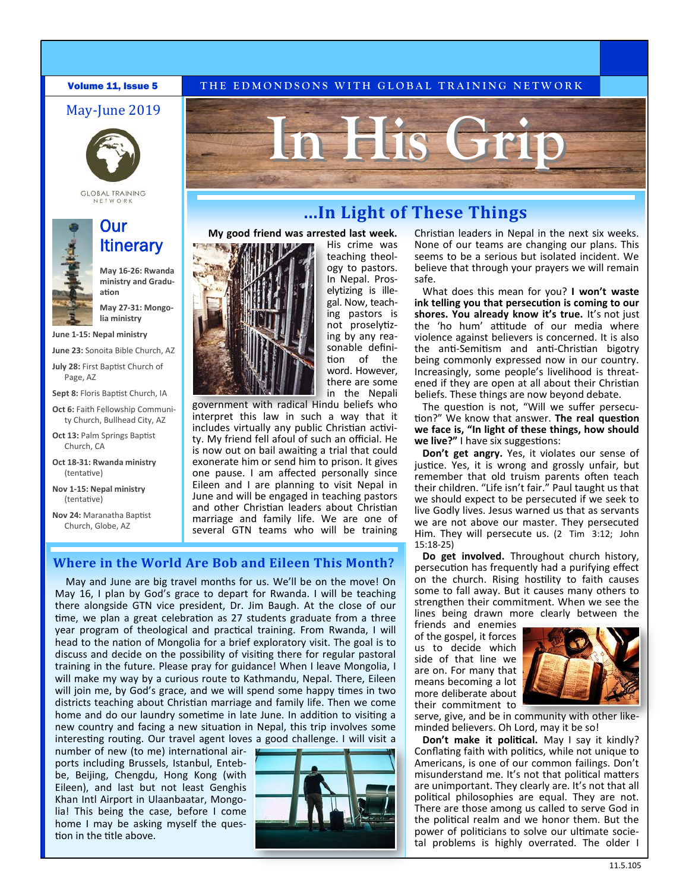**Volume 11, Issue 5**

THE EDMONDSONS WITH GLOBAL TRAINING NETWORK

May-June 2019

GLOBAL TRAINING NETWORK

# In His Grip

## Our Itinerary

**May 16-26: Rwanda ministry and Graduation**

**May 27-31: Mongolia ministry**

**June 1-15: Nepal ministry**

**June 23:** Sonoita Bible Church, AZ

**July 28:** First Baptist Church of Page, AZ

**Sept 8:** Floris Baptist Church, IA

**Oct 6:** Faith Fellowship Community Church, Bullhead City, AZ

**Oct 13:** Palm Springs Baptist Church, CA

**Oct 18-31: Rwanda ministry** (tentative)

**Nov 1-15: Nepal ministry** (tentative)

**Nov 24:** Maranatha Baptist Church, Globe, AZ

## …In Light of These Things

**My good friend was arrested last week.** His crime was teaching theology to pastors. In Nepal. Proselytizing is illegal. Now, teaching pastors is not proselytizing by any reasonable definition of the word. However, there are some in the Nepali government with radical Hindu beliefs who interpret this law in such a way that it includes virtually any public Christian activity. My friend fell afoul of such an official. He is now out on bail awaiting a trial that could exonerate him or send him to prison. It gives one pause. I am affected personally since Eileen and I are planning to visit Nepal in June and will be engaged in teaching pastors and other Christian leaders about Christian marriage and family life. We are one of several GTN teams who will be training Christian leaders in Nepal in the next six weeks. None of our teams are changing our plans. This seems to be a serious but isolated incident. We believe that through your prayers we will remain safe.

What does this mean for you? **I won't waste ink telling you that persecution is coming to our shores. You already know it's true.** It's not just the 'ho hum' attitude of our media where violence against believers is concerned. It is also the anti-Semitism and anti-Christian bigotry being commonly expressed now in our country. Increasingly, some people's livelihood is threatened if they are open at all about their Christian beliefs. These things are now beyond debate.

The question is not, "Will we suffer persecution?" We know that answer. **The real question we face is, "In light of these things, how should we live?"** I have six suggestions:

**Don't get angry.** Yes, it violates our sense of justice. Yes, it is wrong and grossly unfair, but remember that old truism parents often teach their children. "Life isn't fair." Paul taught us that we should expect to be persecuted if we seek to live Godly lives. Jesus warned us that as servants we are not above our master. They persecuted Him. They will persecute us. (2 Tim 3:12; John 15:18-25)

**Do get involved.** Throughout church history, persecution has frequently had a purifying effect on the church. Rising hostility to faith causes some to fall away. But it causes many others to strengthen their commitment. When we see the lines being drawn more clearly between the friends and enemies of the gospel, it forces us to decide which side of that line we are on. For many that means becoming a lot more deliberate about their commitment to serve, give, and be in community with other likeminded believers. Oh Lord, may it be so!

**Don't make it political.** May I say it kindly? Conflating faith with politics, while not unique to Americans, is one of our common failings. Don't misunderstand me. It's not that political matters are unimportant. They clearly are. It's not that all political philosophies are equal. They are not. There are those among us called to serve God in the political realm and we honor them. But the power of politicians to solve our ultimate societal problems is highly overrated. The older I

## Where in the World Are Bob and Eileen This Month?

May and June are big travel months for us. We'll be on the move! On May 16, I plan by God's grace to depart for Rwanda. I will be teaching there alongside GTN vice president, Dr. Jim Baugh. At the close of our time, we plan a great celebration as 27 students graduate from a three year program of theological and practical training. From Rwanda, I will head to the nation of Mongolia for a brief exploratory visit. The goal is to discuss and decide on the possibility of visiting there for regular pastoral training in the future. Please pray for guidance! When I leave Mongolia, I will make my way by a curious route to Kathmandu, Nepal. There, Eileen will join me, by God's grace, and we will spend some happy times in two districts teaching about Christian marriage and family life. Then we come home and do our laundry sometime in late June. In addition to visiting a new country and facing a new situation in Nepal, this trip involves some interesting routing. Our travel agent loves a good challenge. I will visit a number of new (to me) international airports including Brussels, Istanbul, Entebbe, Beijing, Chengdu, Hong Kong (with Eileen), and last but not least Genghis Khan Intl Airport in Ulaanbaatar, Mongolia! This being the case, before I come home I may be asking myself the question in the title above.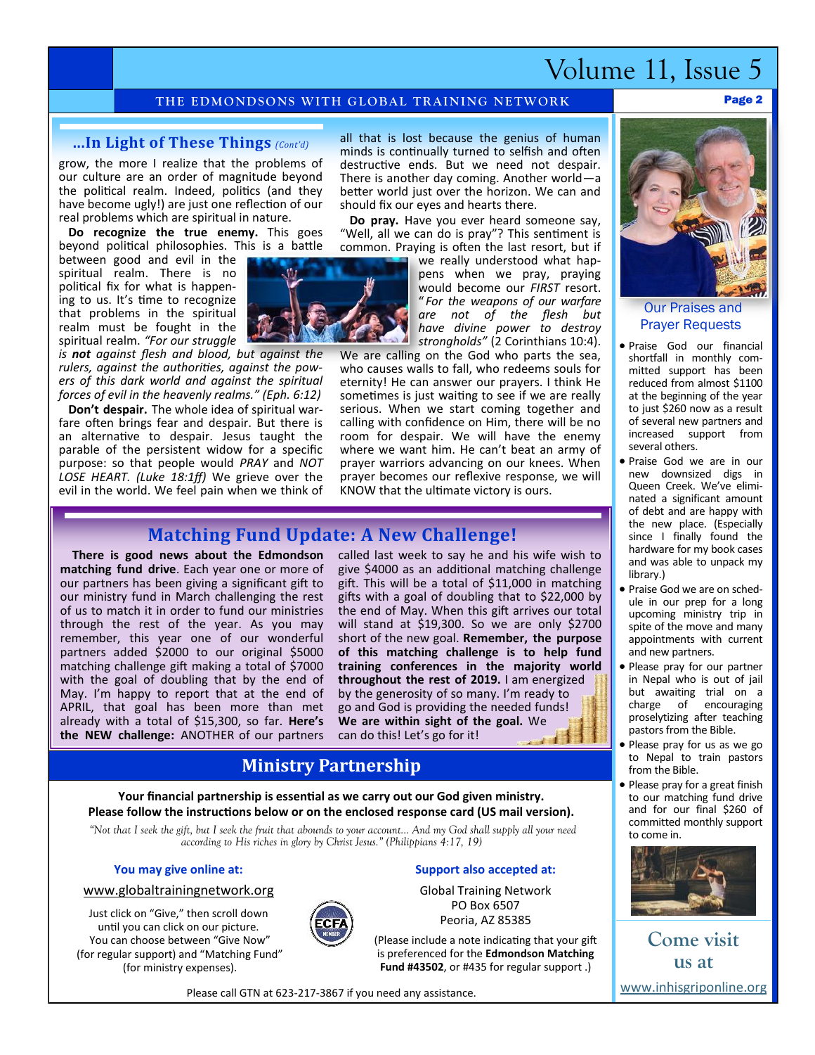## …In Light of These Things *(Cont'd)*

grow, the more I realize that the problems of our culture are an order of magnitude beyond the political realm. Indeed, politics (and they have become ugly!) are just one reflection of our real problems which are spiritual in nature.

**Do recognize the true enemy.** This goes beyond political philosophies. This is a battle between good and evil in the spiritual realm. There is no political fix for what is happening to us. It's time to recognize that problems in the spiritual realm must be fought in the spiritual realm. *"For our struggle is **not** against flesh and blood, but against the rulers, against the authorities, against the powers of this dark world and against the spiritual forces of evil in the heavenly realms." (Eph. 6:12)*

**Don't despair.** The whole idea of spiritual warfare often brings fear and despair. But there is an alternative to despair. Jesus taught the parable of the persistent widow for a specific purpose: so that people would *PRAY* and *NOT LOSE HEART. (Luke 18:1ff)* We grieve over the evil in the world. We feel pain when we think of all that is lost because the genius of human minds is continually turned to selfish and often destructive ends. But we need not despair. There is another day coming. Another world—a better world just over the horizon. We can and should fix our eyes and hearts there.

**Do pray.** Have you ever heard someone say, "Well, all we can do is pray"? This sentiment is common. Praying is often the last resort, but if we really understood what happens when we pray, praying would become our *FIRST* resort. "*For the weapons of our warfare are not of the flesh but have divine power to destroy strongholds"* (2 Corinthians 10:4). We are calling on the God who parts the sea, who causes walls to fall, who redeems souls for eternity! He can answer our prayers. I think He sometimes is just waiting to see if we are really serious. When we start coming together and calling with confidence on Him, there will be no room for despair. We will have the enemy where we want him. He can't beat an army of prayer warriors advancing on our knees. When prayer becomes our reflexive response, we will KNOW that the ultimate victory is ours.

## Matching Fund Update: A New Challenge!

**There is good news about the Edmondson matching fund drive**. Each year one or more of our partners has been giving a significant gift to our ministry fund in March challenging the rest of us to match it in order to fund our ministries through the rest of the year. As you may remember, this year one of our wonderful partners added $2000 to our original $5000 matching challenge gift making a total of $7000 with the goal of doubling that by the end of May. I'm happy to report that at the end of APRIL, that goal has been more than met already with a total of $15,300, so far. **Here's the NEW challenge:** ANOTHER of our partners called last week to say he and his wife wish to give $4000 as an additional matching challenge gift. This will be a total of $11,000 in matching gifts with a goal of doubling that to $22,000 by the end of May. When this gift arrives our total will stand at $19,300. So we are only $2700 short of the new goal. **Remember, the purpose of this matching challenge is to help fund training conferences in the majority world throughout the rest of 2019.** I am energized by the generosity of so many. I'm ready to go and God is providing the needed funds! **We are within sight of the goal.** We can do this! Let's go for it!

## Ministry Partnership

**Your financial partnership is essential as we carry out our God given ministry.**
**Please follow the instructions below or on the enclosed response card (US mail version).**

*"Not that I seek the gift, but I seek the fruit that abounds to your account... And my God shall supply all your need according to His riches in glory by Christ Jesus." (Philippians 4:17, 19)*

**You may give online at:**

www.globaltrainingnetwork.org

Just click on "Give," then scroll down until you can click on our picture. You can choose between "Give Now" (for regular support) and "Matching Fund" (for ministry expenses).

ECFA MEMBER

**Support also accepted at:**

Global Training Network
PO Box 6507
Peoria, AZ 85385

(Please include a note indicating that your gift is preferenced for the **Edmondson Matching Fund #43502**, or #435 for regular support .)

Please call GTN at 623-217-3867 if you need any assistance.

## Our Praises and Prayer Requests

- Praise God our financial shortfall in monthly committed support has been reduced from almost $1100 at the beginning of the year to just $260 now as a result of several new partners and increased support from several others.
- Praise God we are in our new downsized digs in Queen Creek. We've eliminated a significant amount of debt and are happy with the new place. (Especially since I finally found the hardware for my book cases and was able to unpack my library.)
- Praise God we are on schedule in our prep for a long upcoming ministry trip in spite of the move and many appointments with current and new partners.
- Please pray for our partner in Nepal who is out of jail but awaiting trial on a charge of encouraging proselytizing after teaching pastors from the Bible.
- Please pray for us as we go to Nepal to train pastors from the Bible.
- Please pray for a great finish to our matching fund drive and for our final $260 of committed monthly support to come in.

**Come visit us at**

www.inhisgriponline.org